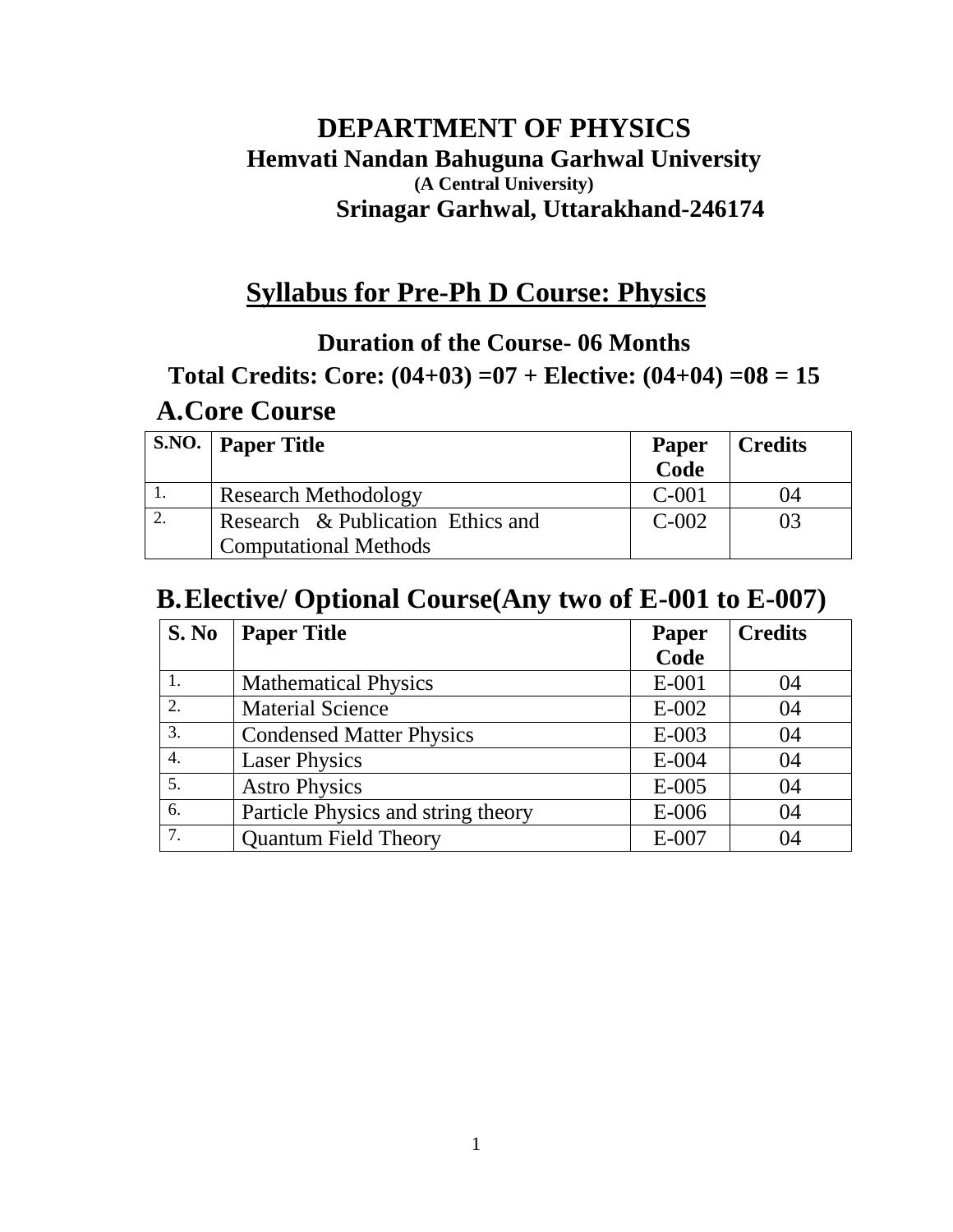# DEPARTMENT OF PHYSICS

**Hemvati Nandan Bahuguna Garhwal University**

**(A Central University)**

**Srinagar Garhwal, Uttarakhand-246174**

## Syllabus for Pre-Ph D Course: Physics

**Duration of the Course- 06 Months**

**Total Credits: Core: (04+03) =07 + Elective: (04+04) =08 = 15**

## A. Core Course

| S.NO. | Paper Title | Paper Code | Credits |
|---|---|---|---|
| 1. | Research Methodology | C-001 | 04 |
| 2. | Research & Publication Ethics and Computational Methods | C-002 | 03 |

## B. Elective/ Optional Course(Any two of E-001 to E-007)

| S. No | Paper Title | Paper Code | Credits |
|---|---|---|---|
| 1. | Mathematical Physics | E-001 | 04 |
| 2. | Material Science | E-002 | 04 |
| 3. | Condensed Matter Physics | E-003 | 04 |
| 4. | Laser Physics | E-004 | 04 |
| 5. | Astro Physics | E-005 | 04 |
| 6. | Particle Physics and string theory | E-006 | 04 |
| 7. | Quantum Field Theory | E-007 | 04 |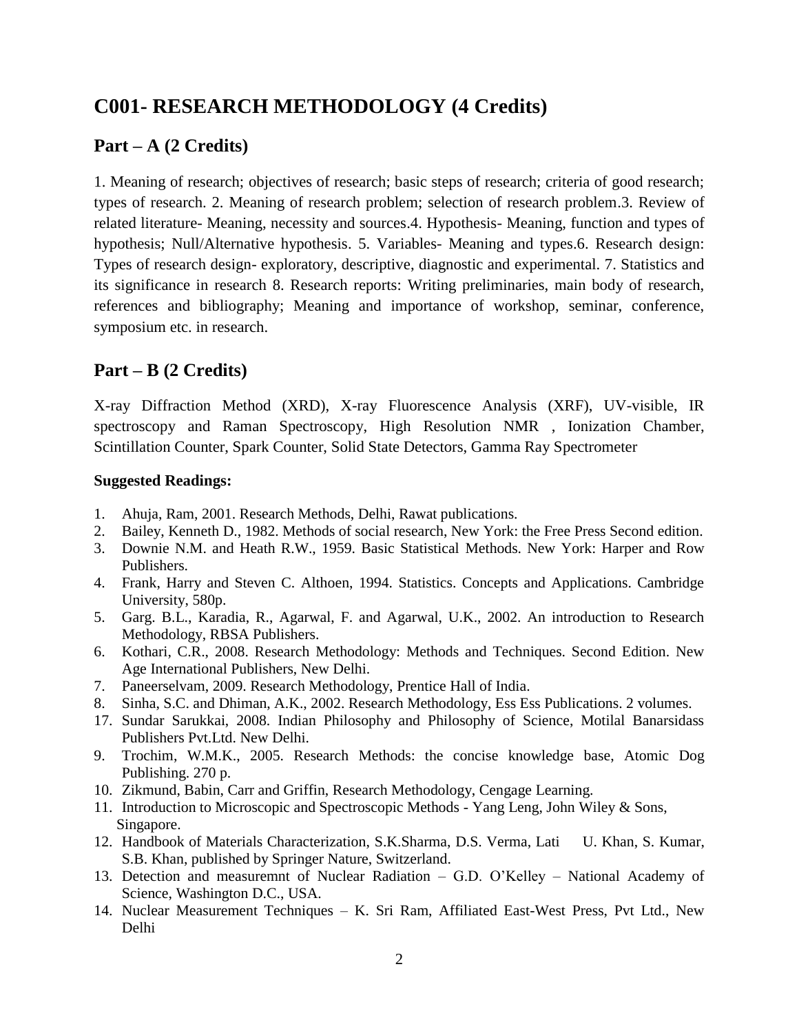## C001- RESEARCH METHODOLOGY (4 Credits)

### Part – A (2 Credits)

1. Meaning of research; objectives of research; basic steps of research; criteria of good research; types of research. 2. Meaning of research problem; selection of research problem.3. Review of related literature- Meaning, necessity and sources.4. Hypothesis- Meaning, function and types of hypothesis; Null/Alternative hypothesis. 5. Variables- Meaning and types.6. Research design: Types of research design- exploratory, descriptive, diagnostic and experimental. 7. Statistics and its significance in research 8. Research reports: Writing preliminaries, main body of research, references and bibliography; Meaning and importance of workshop, seminar, conference, symposium etc. in research.

### Part – B (2 Credits)

X-ray Diffraction Method (XRD), X-ray Fluorescence Analysis (XRF), UV-visible, IR spectroscopy and Raman Spectroscopy, High Resolution NMR , Ionization Chamber, Scintillation Counter, Spark Counter, Solid State Detectors, Gamma Ray Spectrometer

**Suggested Readings:**

1. Ahuja, Ram, 2001. Research Methods, Delhi, Rawat publications.
2. Bailey, Kenneth D., 1982. Methods of social research, New York: the Free Press Second edition.
3. Downie N.M. and Heath R.W., 1959. Basic Statistical Methods. New York: Harper and Row Publishers.
4. Frank, Harry and Steven C. Althoen, 1994. Statistics. Concepts and Applications. Cambridge University, 580p.
5. Garg. B.L., Karadia, R., Agarwal, F. and Agarwal, U.K., 2002. An introduction to Research Methodology, RBSA Publishers.
6. Kothari, C.R., 2008. Research Methodology: Methods and Techniques. Second Edition. New Age International Publishers, New Delhi.
7. Paneerselvam, 2009. Research Methodology, Prentice Hall of India.
8. Sinha, S.C. and Dhiman, A.K., 2002. Research Methodology, Ess Ess Publications. 2 volumes.

17. Sundar Sarukkai, 2008. Indian Philosophy and Philosophy of Science, Motilal Banarsidass Publishers Pvt.Ltd. New Delhi.

9. Trochim, W.M.K., 2005. Research Methods: the concise knowledge base, Atomic Dog Publishing. 270 p.
10. Zikmund, Babin, Carr and Griffin, Research Methodology, Cengage Learning.
11. Introduction to Microscopic and Spectroscopic Methods - Yang Leng, John Wiley & Sons, Singapore.
12. Handbook of Materials Characterization, S.K.Sharma, D.S. Verma, Lati U. Khan, S. Kumar, S.B. Khan, published by Springer Nature, Switzerland.
13. Detection and measuremnt of Nuclear Radiation – G.D. O'Kelley – National Academy of Science, Washington D.C., USA.
14. Nuclear Measurement Techniques – K. Sri Ram, Affiliated East-West Press, Pvt Ltd., New Delhi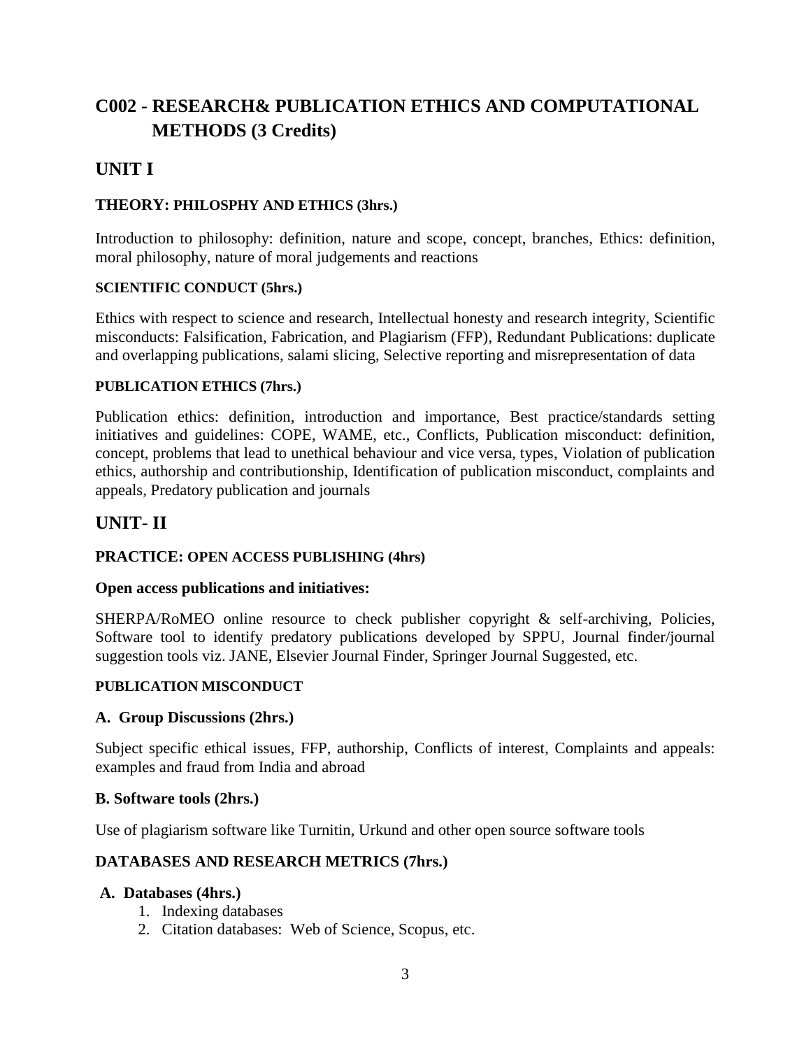# C002 - RESEARCH& PUBLICATION ETHICS AND COMPUTATIONAL METHODS (3 Credits)

## UNIT I

### THEORY: PHILOSPHY AND ETHICS (3hrs.)

Introduction to philosophy: definition, nature and scope, concept, branches, Ethics: definition, moral philosophy, nature of moral judgements and reactions

#### SCIENTIFIC CONDUCT (5hrs.)

Ethics with respect to science and research, Intellectual honesty and research integrity, Scientific misconducts: Falsification, Fabrication, and Plagiarism (FFP), Redundant Publications: duplicate and overlapping publications, salami slicing, Selective reporting and misrepresentation of data

#### PUBLICATION ETHICS (7hrs.)

Publication ethics: definition, introduction and importance, Best practice/standards setting initiatives and guidelines: COPE, WAME, etc., Conflicts, Publication misconduct: definition, concept, problems that lead to unethical behaviour and vice versa, types, Violation of publication ethics, authorship and contributionship, Identification of publication misconduct, complaints and appeals, Predatory publication and journals

## UNIT- II

### PRACTICE: OPEN ACCESS PUBLISHING (4hrs)

**Open access publications and initiatives:**

SHERPA/RoMEO online resource to check publisher copyright & self-archiving, Policies, Software tool to identify predatory publications developed by SPPU, Journal finder/journal suggestion tools viz. JANE, Elsevier Journal Finder, Springer Journal Suggested, etc.

#### PUBLICATION MISCONDUCT

**A. Group Discussions (2hrs.)**

Subject specific ethical issues, FFP, authorship, Conflicts of interest, Complaints and appeals: examples and fraud from India and abroad

**B. Software tools (2hrs.)**

Use of plagiarism software like Turnitin, Urkund and other open source software tools

### DATABASES AND RESEARCH METRICS (7hrs.)

**A. Databases (4hrs.)**

1. Indexing databases
2. Citation databases: Web of Science, Scopus, etc.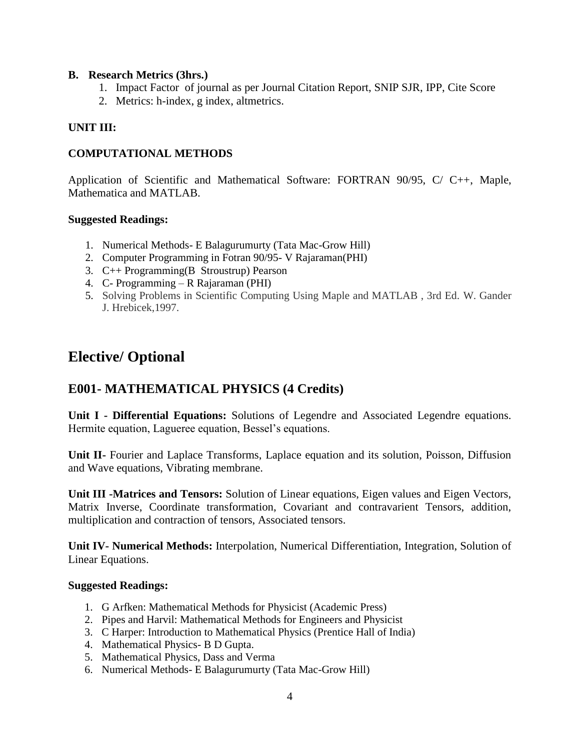**B. Research Metrics (3hrs.)**

1. Impact Factor of journal as per Journal Citation Report, SNIP SJR, IPP, Cite Score
2. Metrics: h-index, g index, altmetrics.

**UNIT III:**

**COMPUTATIONAL METHODS**

Application of Scientific and Mathematical Software: FORTRAN 90/95, C/ C++, Maple, Mathematica and MATLAB.

**Suggested Readings:**

1. Numerical Methods- E Balagurumurty (Tata Mac-Grow Hill)
2. Computer Programming in Fotran 90/95- V Rajaraman(PHI)
3. C++ Programming(B Stroustrup) Pearson
4. C- Programming – R Rajaraman (PHI)
5. Solving Problems in Scientific Computing Using Maple and MATLAB , 3rd Ed. W. Gander J. Hrebicek,1997.

# Elective/ Optional

## E001- MATHEMATICAL PHYSICS (4 Credits)

**Unit I - Differential Equations:** Solutions of Legendre and Associated Legendre equations. Hermite equation, Laguerre equation, Bessel's equations.

**Unit II**- Fourier and Laplace Transforms, Laplace equation and its solution, Poisson, Diffusion and Wave equations, Vibrating membrane.

**Unit III -Matrices and Tensors:** Solution of Linear equations, Eigen values and Eigen Vectors, Matrix Inverse, Coordinate transformation, Covariant and contravarient Tensors, addition, multiplication and contraction of tensors, Associated tensors.

**Unit IV- Numerical Methods:** Interpolation, Numerical Differentiation, Integration, Solution of Linear Equations.

**Suggested Readings:**

1. G Arfken: Mathematical Methods for Physicist (Academic Press)
2. Pipes and Harvil: Mathematical Methods for Engineers and Physicist
3. C Harper: Introduction to Mathematical Physics (Prentice Hall of India)
4. Mathematical Physics- B D Gupta.
5. Mathematical Physics, Dass and Verma
6. Numerical Methods- E Balagurumurty (Tata Mac-Grow Hill)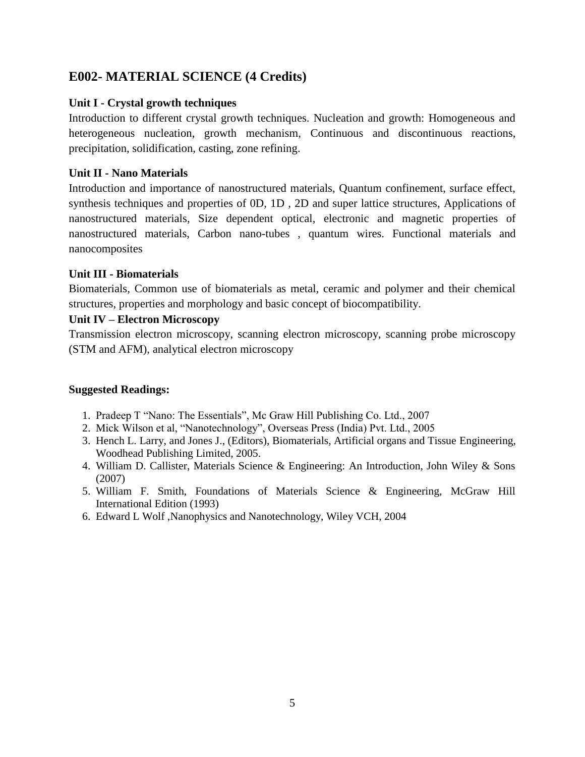## E002- MATERIAL SCIENCE (4 Credits)

**Unit I - Crystal growth techniques**

Introduction to different crystal growth techniques. Nucleation and growth: Homogeneous and heterogeneous nucleation, growth mechanism, Continuous and discontinuous reactions, precipitation, solidification, casting, zone refining.

**Unit II - Nano Materials**

Introduction and importance of nanostructured materials, Quantum confinement, surface effect, synthesis techniques and properties of 0D, 1D , 2D and super lattice structures, Applications of nanostructured materials, Size dependent optical, electronic and magnetic properties of nanostructured materials, Carbon nano-tubes , quantum wires. Functional materials and nanocomposites

**Unit III - Biomaterials**

Biomaterials, Common use of biomaterials as metal, ceramic and polymer and their chemical structures, properties and morphology and basic concept of biocompatibility.

**Unit IV – Electron Microscopy**

Transmission electron microscopy, scanning electron microscopy, scanning probe microscopy (STM and AFM), analytical electron microscopy

**Suggested Readings:**

1. Pradeep T "Nano: The Essentials", Mc Graw Hill Publishing Co. Ltd., 2007
2. Mick Wilson et al, "Nanotechnology", Overseas Press (India) Pvt. Ltd., 2005
3. Hench L. Larry, and Jones J., (Editors), Biomaterials, Artificial organs and Tissue Engineering, Woodhead Publishing Limited, 2005.
4. William D. Callister, Materials Science & Engineering: An Introduction, John Wiley & Sons (2007)
5. William F. Smith, Foundations of Materials Science & Engineering, McGraw Hill International Edition (1993)
6. Edward L Wolf ,Nanophysics and Nanotechnology, Wiley VCH, 2004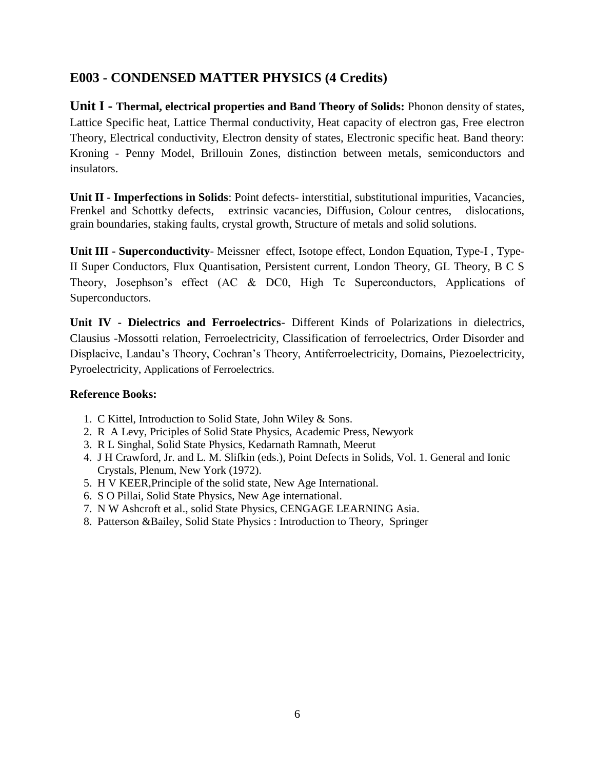## E003 - CONDENSED MATTER PHYSICS (4 Credits)

**Unit I - Thermal, electrical properties and Band Theory of Solids:** Phonon density of states, Lattice Specific heat, Lattice Thermal conductivity, Heat capacity of electron gas, Free electron Theory, Electrical conductivity, Electron density of states, Electronic specific heat. Band theory: Kroning - Penny Model, Brillouin Zones, distinction between metals, semiconductors and insulators.

**Unit II - Imperfections in Solids**: Point defects- interstitial, substitutional impurities, Vacancies, Frenkel and Schottky defects, extrinsic vacancies, Diffusion, Colour centres, dislocations, grain boundaries, staking faults, crystal growth, Structure of metals and solid solutions.

**Unit III - Superconductivity**- Meissner effect, Isotope effect, London Equation, Type-I , Type-II Super Conductors, Flux Quantisation, Persistent current, London Theory, GL Theory, B C S Theory, Josephson's effect (AC & DC0, High Tc Superconductors, Applications of Superconductors.

**Unit IV - Dielectrics and Ferroelectrics**- Different Kinds of Polarizations in dielectrics, Clausius -Mossotti relation, Ferroelectricity, Classification of ferroelectrics, Order Disorder and Displacive, Landau's Theory, Cochran's Theory, Antiferroelectricity, Domains, Piezoelectricity, Pyroelectricity, Applications of Ferroelectrics.

**Reference Books:**

1. C Kittel, Introduction to Solid State, John Wiley & Sons.
2. R A Levy, Priciples of Solid State Physics, Academic Press, Newyork
3. R L Singhal, Solid State Physics, Kedarnath Ramnath, Meerut
4. J H Crawford, Jr. and L. M. Slifkin (eds.), Point Defects in Solids, Vol. 1. General and Ionic Crystals, Plenum, New York (1972).
5. H V KEER,Principle of the solid state, New Age International.
6. S O Pillai, Solid State Physics, New Age international.
7. N W Ashcroft et al., solid State Physics, CENGAGE LEARNING Asia.
8. Patterson &Bailey, Solid State Physics : Introduction to Theory, Springer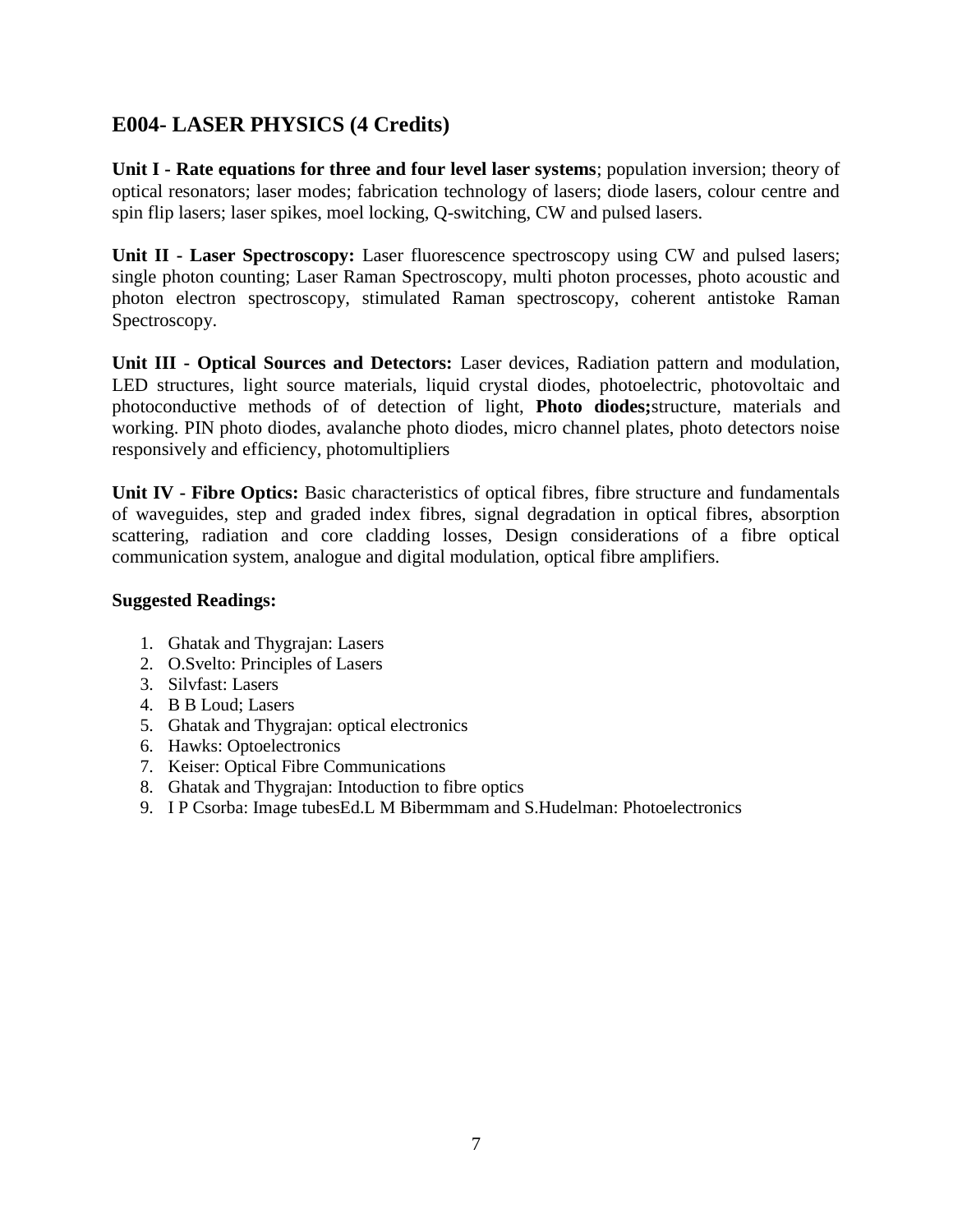## E004- LASER PHYSICS (4 Credits)

**Unit I - Rate equations for three and four level laser systems**; population inversion; theory of optical resonators; laser modes; fabrication technology of lasers; diode lasers, colour centre and spin flip lasers; laser spikes, moel locking, Q-switching, CW and pulsed lasers.

**Unit II - Laser Spectroscopy:** Laser fluorescence spectroscopy using CW and pulsed lasers; single photon counting; Laser Raman Spectroscopy, multi photon processes, photo acoustic and photon electron spectroscopy, stimulated Raman spectroscopy, coherent antistoke Raman Spectroscopy.

**Unit III - Optical Sources and Detectors:** Laser devices, Radiation pattern and modulation, LED structures, light source materials, liquid crystal diodes, photoelectric, photovoltaic and photoconductive methods of of detection of light, **Photo diodes;**structure, materials and working. PIN photo diodes, avalanche photo diodes, micro channel plates, photo detectors noise responsively and efficiency, photomultipliers

**Unit IV - Fibre Optics:** Basic characteristics of optical fibres, fibre structure and fundamentals of waveguides, step and graded index fibres, signal degradation in optical fibres, absorption scattering, radiation and core cladding losses, Design considerations of a fibre optical communication system, analogue and digital modulation, optical fibre amplifiers.

**Suggested Readings:**

1. Ghatak and Thygrajan: Lasers
2. O.Svelto: Principles of Lasers
3. Silvfast: Lasers
4. B B Loud; Lasers
5. Ghatak and Thygrajan: optical electronics
6. Hawks: Optoelectronics
7. Keiser: Optical Fibre Communications
8. Ghatak and Thygrajan: Intoduction to fibre optics
9. I P Csorba: Image tubesEd.L M Bibermmam and S.Hudelman: Photoelectronics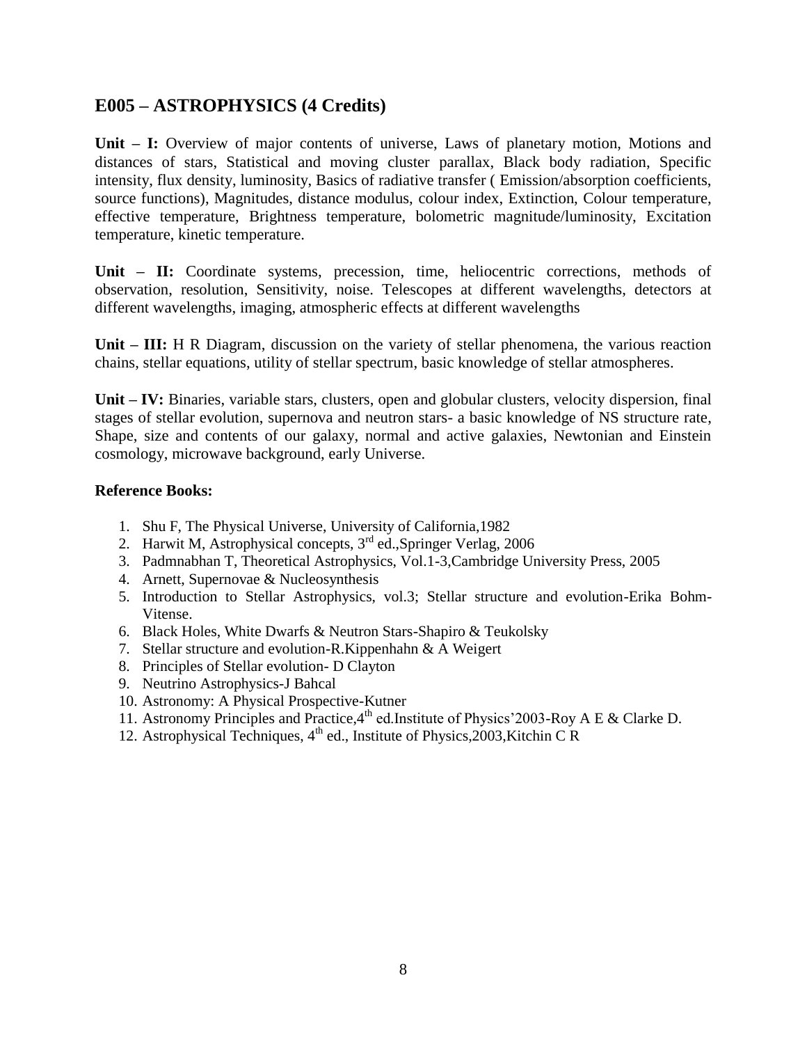## E005 – ASTROPHYSICS (4 Credits)

**Unit – I:** Overview of major contents of universe, Laws of planetary motion, Motions and distances of stars, Statistical and moving cluster parallax, Black body radiation, Specific intensity, flux density, luminosity, Basics of radiative transfer ( Emission/absorption coefficients, source functions), Magnitudes, distance modulus, colour index, Extinction, Colour temperature, effective temperature, Brightness temperature, bolometric magnitude/luminosity, Excitation temperature, kinetic temperature.

**Unit – II:** Coordinate systems, precession, time, heliocentric corrections, methods of observation, resolution, Sensitivity, noise. Telescopes at different wavelengths, detectors at different wavelengths, imaging, atmospheric effects at different wavelengths

**Unit – III:** H R Diagram, discussion on the variety of stellar phenomena, the various reaction chains, stellar equations, utility of stellar spectrum, basic knowledge of stellar atmospheres.

**Unit – IV:** Binaries, variable stars, clusters, open and globular clusters, velocity dispersion, final stages of stellar evolution, supernova and neutron stars- a basic knowledge of NS structure rate, Shape, size and contents of our galaxy, normal and active galaxies, Newtonian and Einstein cosmology, microwave background, early Universe.

**Reference Books:**

1. Shu F, The Physical Universe, University of California,1982
2. Harwit M, Astrophysical concepts, 3rd ed.,Springer Verlag, 2006
3. Padmnabhan T, Theoretical Astrophysics, Vol.1-3,Cambridge University Press, 2005
4. Arnett, Supernovae & Nucleosynthesis
5. Introduction to Stellar Astrophysics, vol.3; Stellar structure and evolution-Erika Bohm-Vitense.
6. Black Holes, White Dwarfs & Neutron Stars-Shapiro & Teukolsky
7. Stellar structure and evolution-R.Kippenhahn & A Weigert
8. Principles of Stellar evolution- D Clayton
9. Neutrino Astrophysics-J Bahcal
10. Astronomy: A Physical Prospective-Kutner
11. Astronomy Principles and Practice,4th ed.Institute of Physics'2003-Roy A E & Clarke D.
12. Astrophysical Techniques, 4th ed., Institute of Physics,2003,Kitchin C R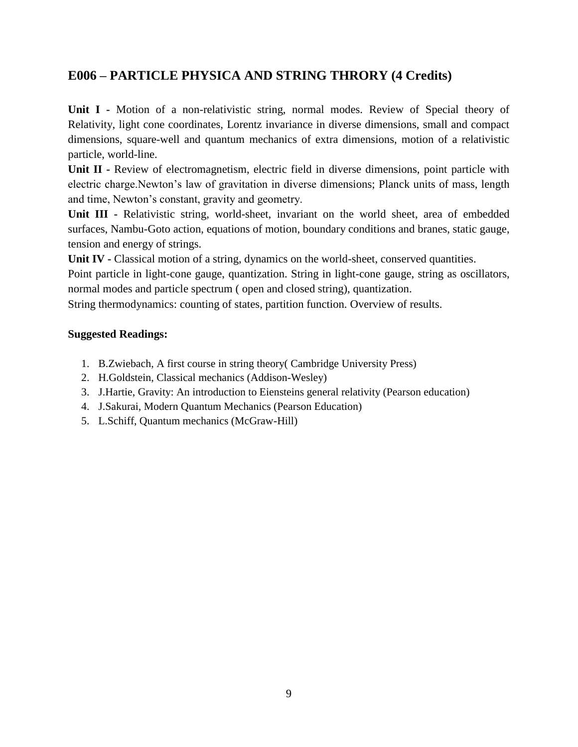## E006 – PARTICLE PHYSICA AND STRING THRORY (4 Credits)

**Unit I -** Motion of a non-relativistic string, normal modes. Review of Special theory of Relativity, light cone coordinates, Lorentz invariance in diverse dimensions, small and compact dimensions, square-well and quantum mechanics of extra dimensions, motion of a relativistic particle, world-line.

**Unit II -** Review of electromagnetism, electric field in diverse dimensions, point particle with electric charge.Newton's law of gravitation in diverse dimensions; Planck units of mass, length and time, Newton's constant, gravity and geometry.

**Unit III -** Relativistic string, world-sheet, invariant on the world sheet, area of embedded surfaces, Nambu-Goto action, equations of motion, boundary conditions and branes, static gauge, tension and energy of strings.

**Unit IV -** Classical motion of a string, dynamics on the world-sheet, conserved quantities.

Point particle in light-cone gauge, quantization. String in light-cone gauge, string as oscillators, normal modes and particle spectrum ( open and closed string), quantization.

String thermodynamics: counting of states, partition function. Overview of results.

**Suggested Readings:**

1. B.Zwiebach, A first course in string theory( Cambridge University Press)
2. H.Goldstein, Classical mechanics (Addison-Wesley)
3. J.Hartie, Gravity: An introduction to Eiensteins general relativity (Pearson education)
4. J.Sakurai, Modern Quantum Mechanics (Pearson Education)
5. L.Schiff, Quantum mechanics (McGraw-Hill)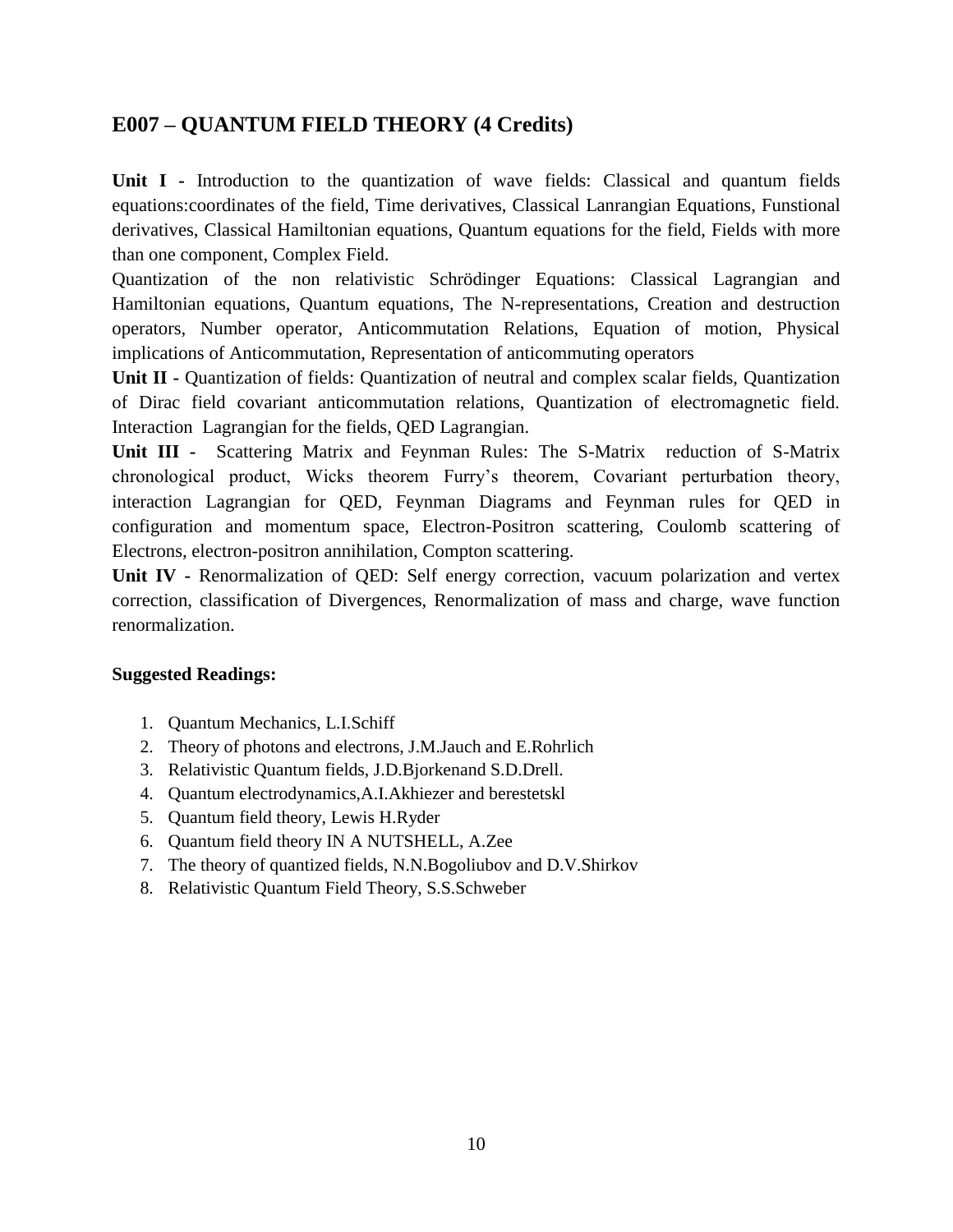## E007 – QUANTUM FIELD THEORY (4 Credits)

**Unit I -** Introduction to the quantization of wave fields: Classical and quantum fields equations:coordinates of the field, Time derivatives, Classical Lanrangian Equations, Funstional derivatives, Classical Hamiltonian equations, Quantum equations for the field, Fields with more than one component, Complex Field.

Quantization of the non relativistic Schrödinger Equations: Classical Lagrangian and Hamiltonian equations, Quantum equations, The N-representations, Creation and destruction operators, Number operator, Anticommutation Relations, Equation of motion, Physical implications of Anticommutation, Representation of anticommuting operators

**Unit II -** Quantization of fields: Quantization of neutral and complex scalar fields, Quantization of Dirac field covariant anticommutation relations, Quantization of electromagnetic field. Interaction Lagrangian for the fields, QED Lagrangian.

**Unit III -** Scattering Matrix and Feynman Rules: The S-Matrix reduction of S-Matrix chronological product, Wicks theorem Furry's theorem, Covariant perturbation theory, interaction Lagrangian for QED, Feynman Diagrams and Feynman rules for QED in configuration and momentum space, Electron-Positron scattering, Coulomb scattering of Electrons, electron-positron annihilation, Compton scattering.

**Unit IV -** Renormalization of QED: Self energy correction, vacuum polarization and vertex correction, classification of Divergences, Renormalization of mass and charge, wave function renormalization.

**Suggested Readings:**

1. Quantum Mechanics, L.I.Schiff
2. Theory of photons and electrons, J.M.Jauch and E.Rohrlich
3. Relativistic Quantum fields, J.D.Bjorkenand S.D.Drell.
4. Quantum electrodynamics,A.I.Akhiezer and berestetskl
5. Quantum field theory, Lewis H.Ryder
6. Quantum field theory IN A NUTSHELL, A.Zee
7. The theory of quantized fields, N.N.Bogoliubov and D.V.Shirkov
8. Relativistic Quantum Field Theory, S.S.Schweber